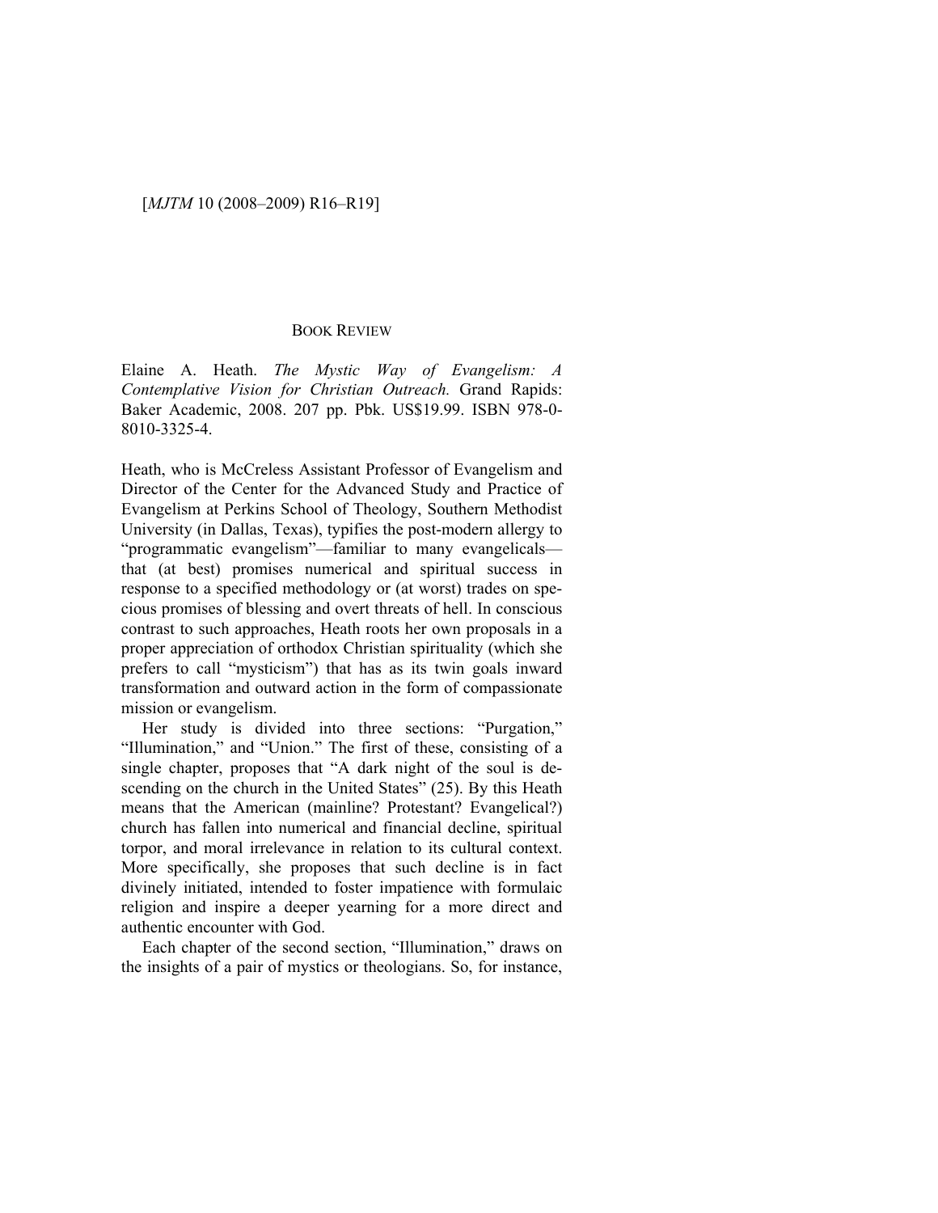BOOK REVIEW

Elaine A. Heath. *The Mystic Way of Evangelism: A Contemplative Vision for Christian Outreach.* Grand Rapids: Baker Academic, 2008. 207 pp. Pbk. US$19.99. ISBN 978-0-8010-3325-4.

Heath, who is McCreless Assistant Professor of Evangelism and Director of the Center for the Advanced Study and Practice of Evangelism at Perkins School of Theology, Southern Methodist University (in Dallas, Texas), typifies the post-modern allergy to "programmatic evangelism"—familiar to many evangelicals—that (at best) promises numerical and spiritual success in response to a specified methodology or (at worst) trades on specious promises of blessing and overt threats of hell. In conscious contrast to such approaches, Heath roots her own proposals in a proper appreciation of orthodox Christian spirituality (which she prefers to call "mysticism") that has as its twin goals inward transformation and outward action in the form of compassionate mission or evangelism.

Her study is divided into three sections: "Purgation," "Illumination," and "Union." The first of these, consisting of a single chapter, proposes that "A dark night of the soul is descending on the church in the United States" (25). By this Heath means that the American (mainline? Protestant? Evangelical?) church has fallen into numerical and financial decline, spiritual torpor, and moral irrelevance in relation to its cultural context. More specifically, she proposes that such decline is in fact divinely initiated, intended to foster impatience with formulaic religion and inspire a deeper yearning for a more direct and authentic encounter with God.

Each chapter of the second section, "Illumination," draws on the insights of a pair of mystics or theologians. So, for instance,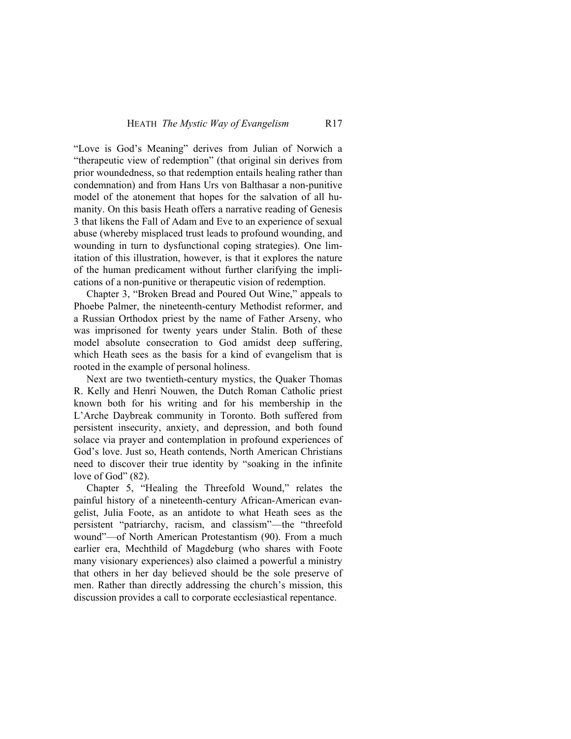"Love is God's Meaning" derives from Julian of Norwich a "therapeutic view of redemption" (that original sin derives from prior woundedness, so that redemption entails healing rather than condemnation) and from Hans Urs von Balthasar a non-punitive model of the atonement that hopes for the salvation of all humanity. On this basis Heath offers a narrative reading of Genesis 3 that likens the Fall of Adam and Eve to an experience of sexual abuse (whereby misplaced trust leads to profound wounding, and wounding in turn to dysfunctional coping strategies). One limitation of this illustration, however, is that it explores the nature of the human predicament without further clarifying the implications of a non-punitive or therapeutic vision of redemption.

Chapter 3, "Broken Bread and Poured Out Wine," appeals to Phoebe Palmer, the nineteenth-century Methodist reformer, and a Russian Orthodox priest by the name of Father Arseny, who was imprisoned for twenty years under Stalin. Both of these model absolute consecration to God amidst deep suffering, which Heath sees as the basis for a kind of evangelism that is rooted in the example of personal holiness.

Next are two twentieth-century mystics, the Quaker Thomas R. Kelly and Henri Nouwen, the Dutch Roman Catholic priest known both for his writing and for his membership in the L'Arche Daybreak community in Toronto. Both suffered from persistent insecurity, anxiety, and depression, and both found solace via prayer and contemplation in profound experiences of God's love. Just so, Heath contends, North American Christians need to discover their true identity by "soaking in the infinite love of God" (82).

Chapter 5, "Healing the Threefold Wound," relates the painful history of a nineteenth-century African-American evangelist, Julia Foote, as an antidote to what Heath sees as the persistent "patriarchy, racism, and classism"—the "threefold wound"—of North American Protestantism (90). From a much earlier era, Mechthild of Magdeburg (who shares with Foote many visionary experiences) also claimed a powerful a ministry that others in her day believed should be the sole preserve of men. Rather than directly addressing the church's mission, this discussion provides a call to corporate ecclesiastical repentance.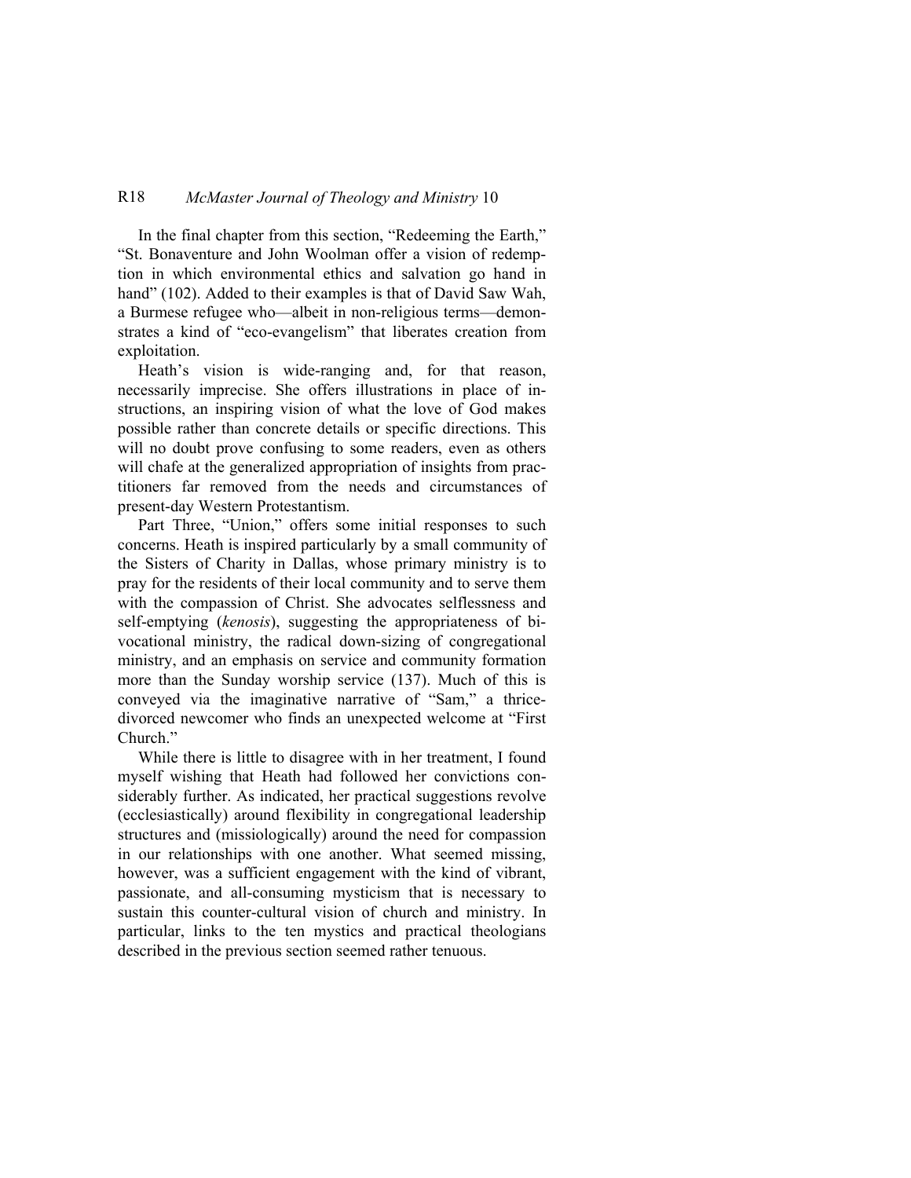In the final chapter from this section, "Redeeming the Earth," "St. Bonaventure and John Woolman offer a vision of redemption in which environmental ethics and salvation go hand in hand" (102). Added to their examples is that of David Saw Wah, a Burmese refugee who—albeit in non-religious terms—demonstrates a kind of "eco-evangelism" that liberates creation from exploitation.

Heath's vision is wide-ranging and, for that reason, necessarily imprecise. She offers illustrations in place of instructions, an inspiring vision of what the love of God makes possible rather than concrete details or specific directions. This will no doubt prove confusing to some readers, even as others will chafe at the generalized appropriation of insights from practitioners far removed from the needs and circumstances of present-day Western Protestantism.

Part Three, "Union," offers some initial responses to such concerns. Heath is inspired particularly by a small community of the Sisters of Charity in Dallas, whose primary ministry is to pray for the residents of their local community and to serve them with the compassion of Christ. She advocates selflessness and self-emptying (*kenosis*), suggesting the appropriateness of bi-vocational ministry, the radical down-sizing of congregational ministry, and an emphasis on service and community formation more than the Sunday worship service (137). Much of this is conveyed via the imaginative narrative of "Sam," a thrice-divorced newcomer who finds an unexpected welcome at "First Church."

While there is little to disagree with in her treatment, I found myself wishing that Heath had followed her convictions considerably further. As indicated, her practical suggestions revolve (ecclesiastically) around flexibility in congregational leadership structures and (missiologically) around the need for compassion in our relationships with one another. What seemed missing, however, was a sufficient engagement with the kind of vibrant, passionate, and all-consuming mysticism that is necessary to sustain this counter-cultural vision of church and ministry. In particular, links to the ten mystics and practical theologians described in the previous section seemed rather tenuous.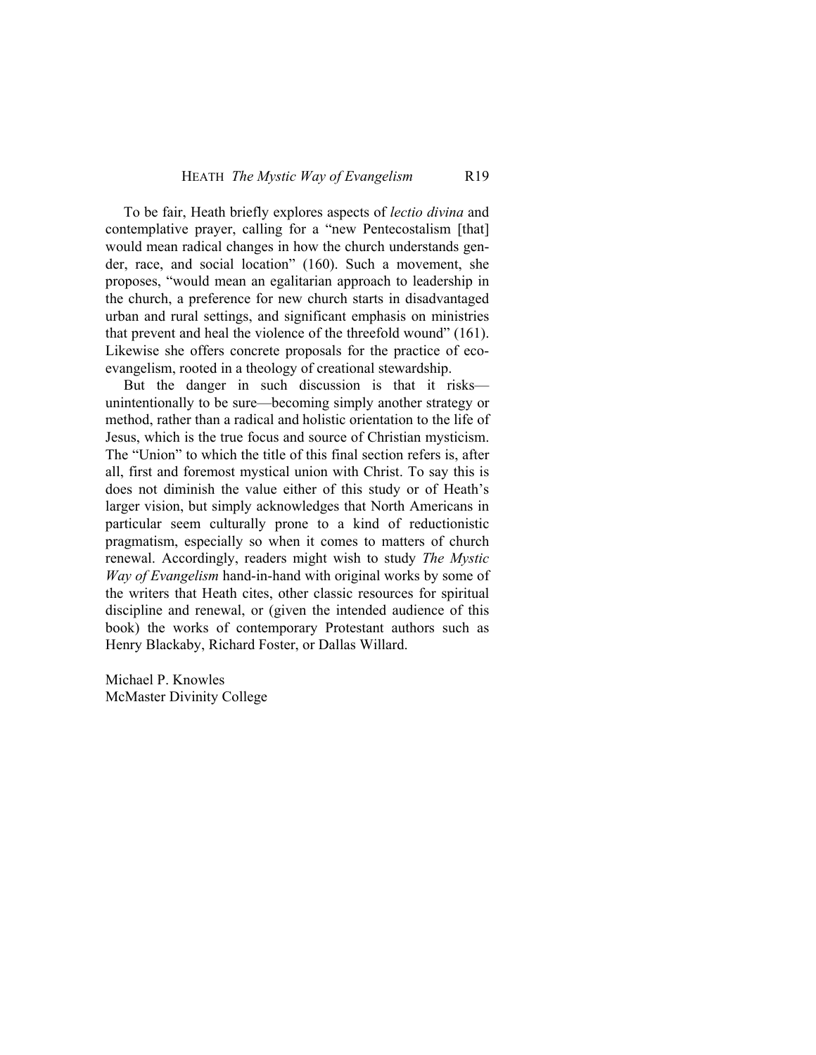To be fair, Heath briefly explores aspects of *lectio divina* and contemplative prayer, calling for a "new Pentecostalism [that] would mean radical changes in how the church understands gender, race, and social location" (160). Such a movement, she proposes, "would mean an egalitarian approach to leadership in the church, a preference for new church starts in disadvantaged urban and rural settings, and significant emphasis on ministries that prevent and heal the violence of the threefold wound" (161). Likewise she offers concrete proposals for the practice of eco-evangelism, rooted in a theology of creational stewardship.

But the danger in such discussion is that it risks—unintentionally to be sure—becoming simply another strategy or method, rather than a radical and holistic orientation to the life of Jesus, which is the true focus and source of Christian mysticism. The "Union" to which the title of this final section refers is, after all, first and foremost mystical union with Christ. To say this is does not diminish the value either of this study or of Heath's larger vision, but simply acknowledges that North Americans in particular seem culturally prone to a kind of reductionistic pragmatism, especially so when it comes to matters of church renewal. Accordingly, readers might wish to study *The Mystic Way of Evangelism* hand-in-hand with original works by some of the writers that Heath cites, other classic resources for spiritual discipline and renewal, or (given the intended audience of this book) the works of contemporary Protestant authors such as Henry Blackaby, Richard Foster, or Dallas Willard.

Michael P. Knowles
McMaster Divinity College